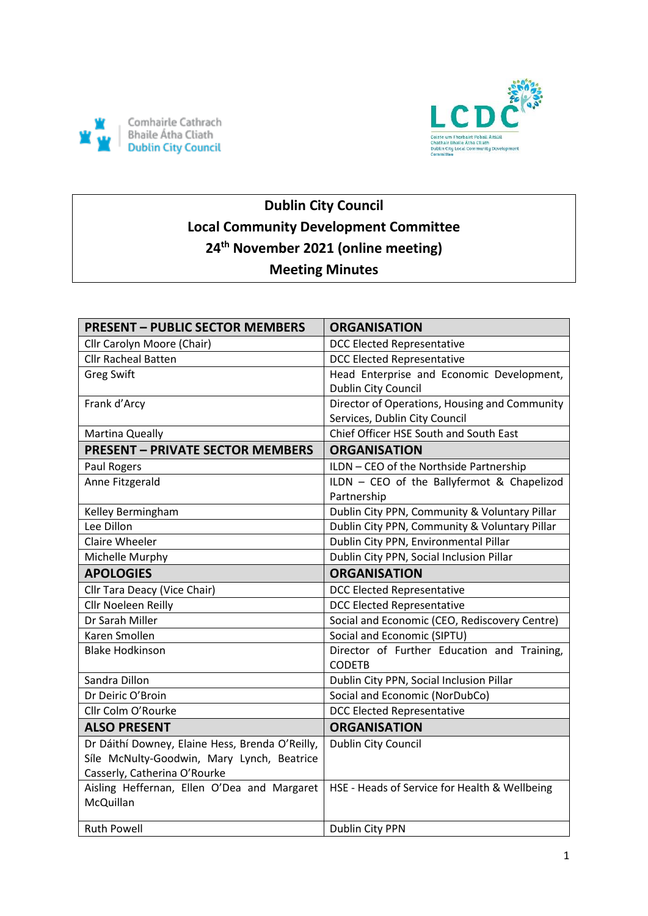Comhairle Cathrach Bhaile Átha Cliath
Dublin City Council

LCDC
Coiste um Fhorbairt Pobail Áitiúil Chathair Bhaile Átha Cliath
Dublin City Local Community Development Committee

# Dublin City Council
## Local Community Development Committee
## 24th November 2021 (online meeting)
## Meeting Minutes

| **PRESENT – PUBLIC SECTOR MEMBERS** | **ORGANISATION** |
|---|---|
| Cllr Carolyn Moore (Chair) | DCC Elected Representative |
| Cllr Racheal Batten | DCC Elected Representative |
| Greg Swift | Head Enterprise and Economic Development, Dublin City Council |
| Frank d'Arcy | Director of Operations, Housing and Community Services, Dublin City Council |
| Martina Queally | Chief Officer HSE South and South East |
| **PRESENT – PRIVATE SECTOR MEMBERS** | **ORGANISATION** |
| Paul Rogers | ILDN – CEO of the Northside Partnership |
| Anne Fitzgerald | ILDN – CEO of the Ballyfermot & Chapelizod Partnership |
| Kelley Bermingham | Dublin City PPN, Community & Voluntary Pillar |
| Lee Dillon | Dublin City PPN, Community & Voluntary Pillar |
| Claire Wheeler | Dublin City PPN, Environmental Pillar |
| Michelle Murphy | Dublin City PPN, Social Inclusion Pillar |
| **APOLOGIES** | **ORGANISATION** |
| Cllr Tara Deacy (Vice Chair) | DCC Elected Representative |
| Cllr Noeleen Reilly | DCC Elected Representative |
| Dr Sarah Miller | Social and Economic (CEO, Rediscovery Centre) |
| Karen Smollen | Social and Economic (SIPTU) |
| Blake Hodkinson | Director of Further Education and Training, CODETB |
| Sandra Dillon | Dublin City PPN, Social Inclusion Pillar |
| Dr Deiric O'Broin | Social and Economic (NorDubCo) |
| Cllr Colm O'Rourke | DCC Elected Representative |
| **ALSO PRESENT** | **ORGANISATION** |
| Dr Dáithí Downey, Elaine Hess, Brenda O'Reilly, Síle McNulty-Goodwin, Mary Lynch, Beatrice Casserly, Catherina O'Rourke | Dublin City Council |
| Aisling Heffernan, Ellen O'Dea and Margaret McQuillan | HSE - Heads of Service for Health & Wellbeing |
| Ruth Powell | Dublin City PPN |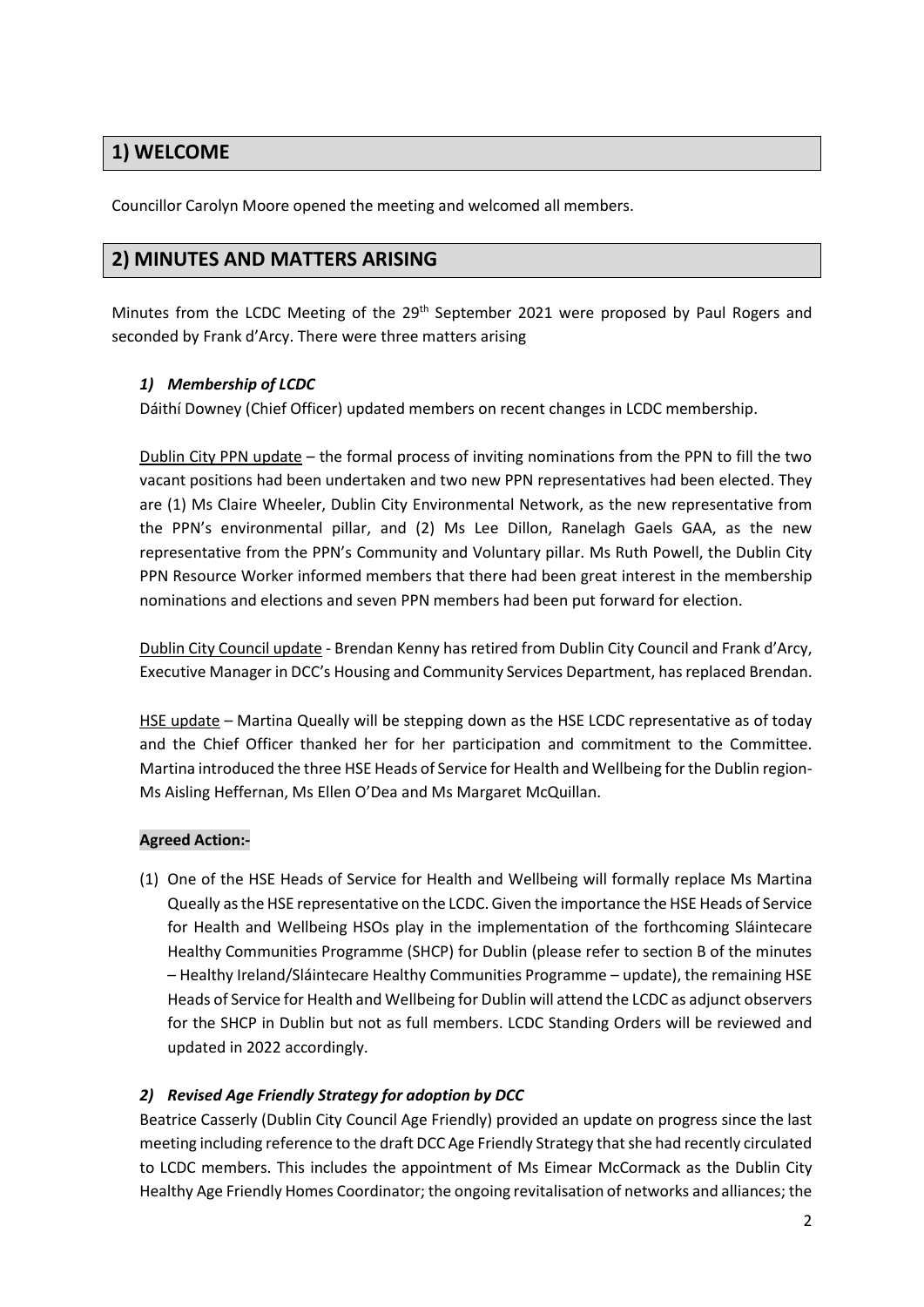## 1) WELCOME

Councillor Carolyn Moore opened the meeting and welcomed all members.

## 2) MINUTES AND MATTERS ARISING

Minutes from the LCDC Meeting of the 29th September 2021 were proposed by Paul Rogers and seconded by Frank d'Arcy. There were three matters arising

### *1) Membership of LCDC*

Dáithí Downey (Chief Officer) updated members on recent changes in LCDC membership.

Dublin City PPN update – the formal process of inviting nominations from the PPN to fill the two vacant positions had been undertaken and two new PPN representatives had been elected. They are (1) Ms Claire Wheeler, Dublin City Environmental Network, as the new representative from the PPN's environmental pillar, and (2) Ms Lee Dillon, Ranelagh Gaels GAA, as the new representative from the PPN's Community and Voluntary pillar. Ms Ruth Powell, the Dublin City PPN Resource Worker informed members that there had been great interest in the membership nominations and elections and seven PPN members had been put forward for election.

Dublin City Council update - Brendan Kenny has retired from Dublin City Council and Frank d'Arcy, Executive Manager in DCC's Housing and Community Services Department, has replaced Brendan.

HSE update – Martina Queally will be stepping down as the HSE LCDC representative as of today and the Chief Officer thanked her for her participation and commitment to the Committee. Martina introduced the three HSE Heads of Service for Health and Wellbeing for the Dublin region- Ms Aisling Heffernan, Ms Ellen O'Dea and Ms Margaret McQuillan.

**Agreed Action:-**

(1) One of the HSE Heads of Service for Health and Wellbeing will formally replace Ms Martina Queally as the HSE representative on the LCDC. Given the importance the HSE Heads of Service for Health and Wellbeing HSOs play in the implementation of the forthcoming Sláintecare Healthy Communities Programme (SHCP) for Dublin (please refer to section B of the minutes – Healthy Ireland/Sláintecare Healthy Communities Programme – update), the remaining HSE Heads of Service for Health and Wellbeing for Dublin will attend the LCDC as adjunct observers for the SHCP in Dublin but not as full members. LCDC Standing Orders will be reviewed and updated in 2022 accordingly.

### *2) Revised Age Friendly Strategy for adoption by DCC*

Beatrice Casserly (Dublin City Council Age Friendly) provided an update on progress since the last meeting including reference to the draft DCC Age Friendly Strategy that she had recently circulated to LCDC members. This includes the appointment of Ms Eimear McCormack as the Dublin City Healthy Age Friendly Homes Coordinator; the ongoing revitalisation of networks and alliances; the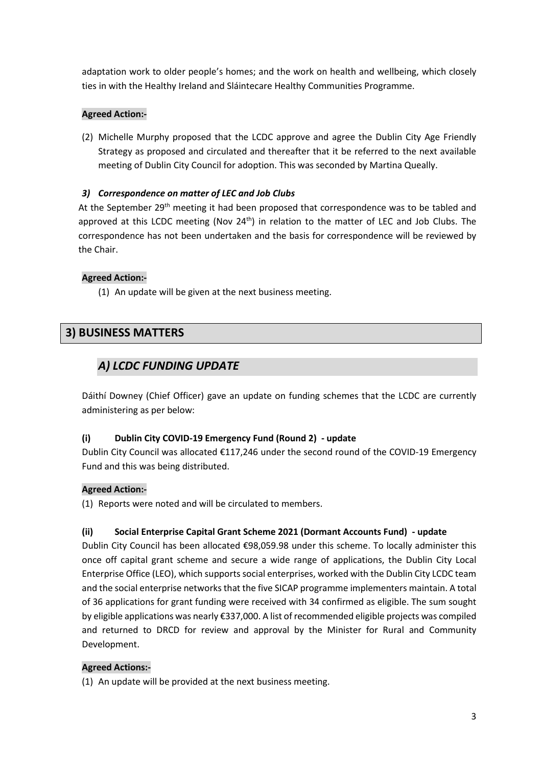adaptation work to older people's homes; and the work on health and wellbeing, which closely ties in with the Healthy Ireland and Sláintecare Healthy Communities Programme.

**Agreed Action:-**

(2) Michelle Murphy proposed that the LCDC approve and agree the Dublin City Age Friendly Strategy as proposed and circulated and thereafter that it be referred to the next available meeting of Dublin City Council for adoption. This was seconded by Martina Queally.

### *3) Correspondence on matter of LEC and Job Clubs*

At the September 29th meeting it had been proposed that correspondence was to be tabled and approved at this LCDC meeting (Nov 24th) in relation to the matter of LEC and Job Clubs. The correspondence has not been undertaken and the basis for correspondence will be reviewed by the Chair.

**Agreed Action:-**

(1) An update will be given at the next business meeting.

## 3) BUSINESS MATTERS

### *A) LCDC FUNDING UPDATE*

Dáithí Downey (Chief Officer) gave an update on funding schemes that the LCDC are currently administering as per below:

**(i) Dublin City COVID-19 Emergency Fund (Round 2) - update**

Dublin City Council was allocated €117,246 under the second round of the COVID-19 Emergency Fund and this was being distributed.

**Agreed Action:-**

(1) Reports were noted and will be circulated to members.

**(ii) Social Enterprise Capital Grant Scheme 2021 (Dormant Accounts Fund) - update**

Dublin City Council has been allocated €98,059.98 under this scheme. To locally administer this once off capital grant scheme and secure a wide range of applications, the Dublin City Local Enterprise Office (LEO), which supports social enterprises, worked with the Dublin City LCDC team and the social enterprise networks that the five SICAP programme implementers maintain. A total of 36 applications for grant funding were received with 34 confirmed as eligible. The sum sought by eligible applications was nearly €337,000. A list of recommended eligible projects was compiled and returned to DRCD for review and approval by the Minister for Rural and Community Development.

**Agreed Actions:-**

(1) An update will be provided at the next business meeting.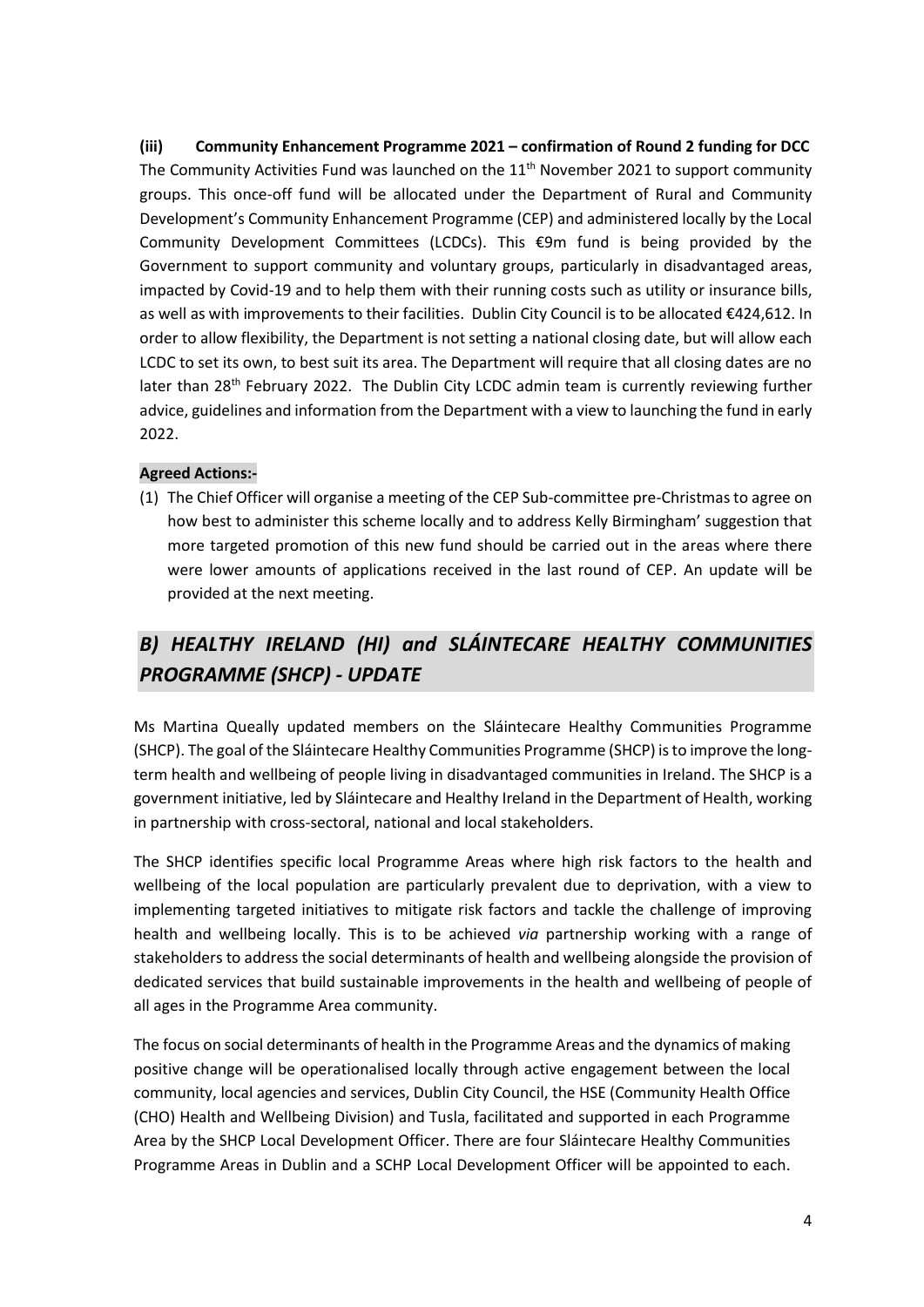### (iii) Community Enhancement Programme 2021 – confirmation of Round 2 funding for DCC

The Community Activities Fund was launched on the 11th November 2021 to support community groups. This once-off fund will be allocated under the Department of Rural and Community Development's Community Enhancement Programme (CEP) and administered locally by the Local Community Development Committees (LCDCs). This €9m fund is being provided by the Government to support community and voluntary groups, particularly in disadvantaged areas, impacted by Covid-19 and to help them with their running costs such as utility or insurance bills, as well as with improvements to their facilities. Dublin City Council is to be allocated €424,612. In order to allow flexibility, the Department is not setting a national closing date, but will allow each LCDC to set its own, to best suit its area. The Department will require that all closing dates are no later than 28th February 2022. The Dublin City LCDC admin team is currently reviewing further advice, guidelines and information from the Department with a view to launching the fund in early 2022.

**Agreed Actions:-**

(1) The Chief Officer will organise a meeting of the CEP Sub-committee pre-Christmas to agree on how best to administer this scheme locally and to address Kelly Birmingham' suggestion that more targeted promotion of this new fund should be carried out in the areas where there were lower amounts of applications received in the last round of CEP. An update will be provided at the next meeting.

## *B) HEALTHY IRELAND (HI) and SLÁINTECARE HEALTHY COMMUNITIES PROGRAMME (SHCP) - UPDATE*

Ms Martina Queally updated members on the Sláintecare Healthy Communities Programme (SHCP). The goal of the Sláintecare Healthy Communities Programme (SHCP) is to improve the long-term health and wellbeing of people living in disadvantaged communities in Ireland. The SHCP is a government initiative, led by Sláintecare and Healthy Ireland in the Department of Health, working in partnership with cross-sectoral, national and local stakeholders.

The SHCP identifies specific local Programme Areas where high risk factors to the health and wellbeing of the local population are particularly prevalent due to deprivation, with a view to implementing targeted initiatives to mitigate risk factors and tackle the challenge of improving health and wellbeing locally. This is to be achieved *via* partnership working with a range of stakeholders to address the social determinants of health and wellbeing alongside the provision of dedicated services that build sustainable improvements in the health and wellbeing of people of all ages in the Programme Area community.

The focus on social determinants of health in the Programme Areas and the dynamics of making positive change will be operationalised locally through active engagement between the local community, local agencies and services, Dublin City Council, the HSE (Community Health Office (CHO) Health and Wellbeing Division) and Tusla, facilitated and supported in each Programme Area by the SHCP Local Development Officer. There are four Sláintecare Healthy Communities Programme Areas in Dublin and a SCHP Local Development Officer will be appointed to each.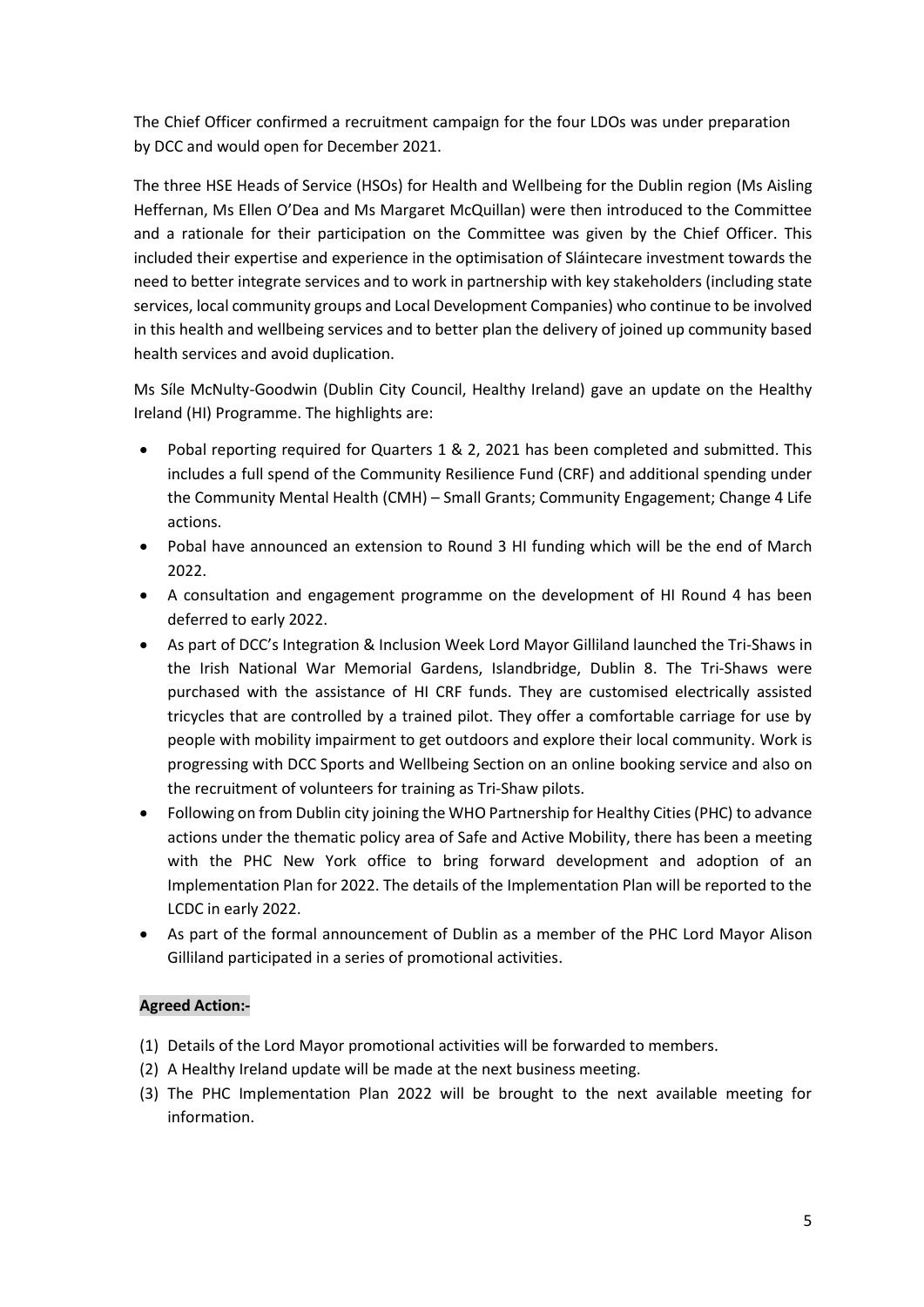The Chief Officer confirmed a recruitment campaign for the four LDOs was under preparation by DCC and would open for December 2021.

The three HSE Heads of Service (HSOs) for Health and Wellbeing for the Dublin region (Ms Aisling Heffernan, Ms Ellen O'Dea and Ms Margaret McQuillan) were then introduced to the Committee and a rationale for their participation on the Committee was given by the Chief Officer. This included their expertise and experience in the optimisation of Sláintecare investment towards the need to better integrate services and to work in partnership with key stakeholders (including state services, local community groups and Local Development Companies) who continue to be involved in this health and wellbeing services and to better plan the delivery of joined up community based health services and avoid duplication.

Ms Síle McNulty-Goodwin (Dublin City Council, Healthy Ireland) gave an update on the Healthy Ireland (HI) Programme. The highlights are:

- Pobal reporting required for Quarters 1 & 2, 2021 has been completed and submitted. This includes a full spend of the Community Resilience Fund (CRF) and additional spending under the Community Mental Health (CMH) – Small Grants; Community Engagement; Change 4 Life actions.
- Pobal have announced an extension to Round 3 HI funding which will be the end of March 2022.
- A consultation and engagement programme on the development of HI Round 4 has been deferred to early 2022.
- As part of DCC's Integration & Inclusion Week Lord Mayor Gilliland launched the Tri-Shaws in the Irish National War Memorial Gardens, Islandbridge, Dublin 8. The Tri-Shaws were purchased with the assistance of HI CRF funds. They are customised electrically assisted tricycles that are controlled by a trained pilot. They offer a comfortable carriage for use by people with mobility impairment to get outdoors and explore their local community. Work is progressing with DCC Sports and Wellbeing Section on an online booking service and also on the recruitment of volunteers for training as Tri-Shaw pilots.
- Following on from Dublin city joining the WHO Partnership for Healthy Cities (PHC) to advance actions under the thematic policy area of Safe and Active Mobility, there has been a meeting with the PHC New York office to bring forward development and adoption of an Implementation Plan for 2022. The details of the Implementation Plan will be reported to the LCDC in early 2022.
- As part of the formal announcement of Dublin as a member of the PHC Lord Mayor Alison Gilliland participated in a series of promotional activities.

**Agreed Action:-**

(1) Details of the Lord Mayor promotional activities will be forwarded to members.
(2) A Healthy Ireland update will be made at the next business meeting.
(3) The PHC Implementation Plan 2022 will be brought to the next available meeting for information.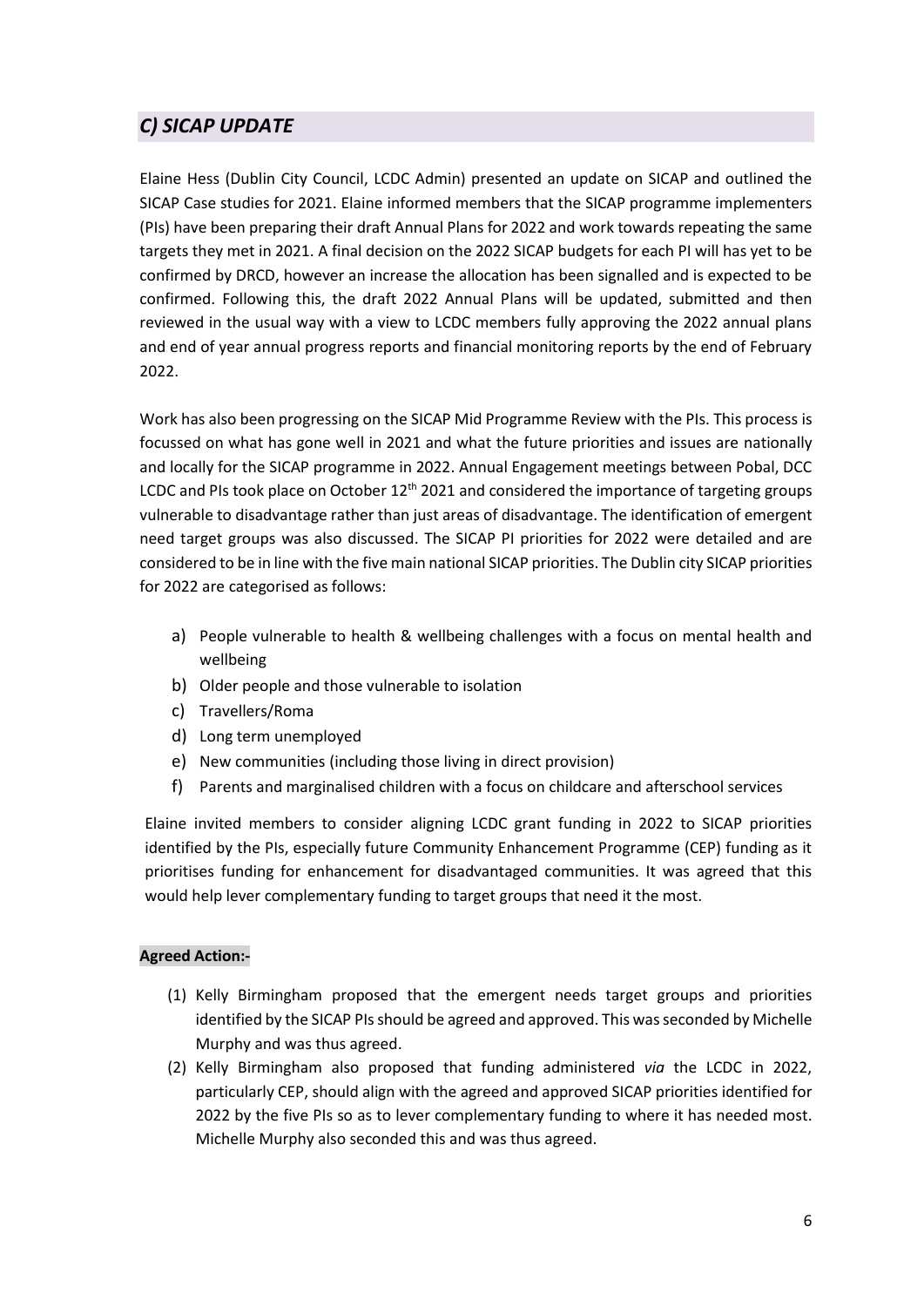## *C) SICAP UPDATE*

Elaine Hess (Dublin City Council, LCDC Admin) presented an update on SICAP and outlined the SICAP Case studies for 2021. Elaine informed members that the SICAP programme implementers (PIs) have been preparing their draft Annual Plans for 2022 and work towards repeating the same targets they met in 2021. A final decision on the 2022 SICAP budgets for each PI will has yet to be confirmed by DRCD, however an increase the allocation has been signalled and is expected to be confirmed. Following this, the draft 2022 Annual Plans will be updated, submitted and then reviewed in the usual way with a view to LCDC members fully approving the 2022 annual plans and end of year annual progress reports and financial monitoring reports by the end of February 2022.

Work has also been progressing on the SICAP Mid Programme Review with the PIs. This process is focussed on what has gone well in 2021 and what the future priorities and issues are nationally and locally for the SICAP programme in 2022. Annual Engagement meetings between Pobal, DCC LCDC and PIs took place on October 12th 2021 and considered the importance of targeting groups vulnerable to disadvantage rather than just areas of disadvantage. The identification of emergent need target groups was also discussed. The SICAP PI priorities for 2022 were detailed and are considered to be in line with the five main national SICAP priorities. The Dublin city SICAP priorities for 2022 are categorised as follows:

a) People vulnerable to health & wellbeing challenges with a focus on mental health and wellbeing
b) Older people and those vulnerable to isolation
c) Travellers/Roma
d) Long term unemployed
e) New communities (including those living in direct provision)
f) Parents and marginalised children with a focus on childcare and afterschool services

Elaine invited members to consider aligning LCDC grant funding in 2022 to SICAP priorities identified by the PIs, especially future Community Enhancement Programme (CEP) funding as it prioritises funding for enhancement for disadvantaged communities. It was agreed that this would help lever complementary funding to target groups that need it the most.

**Agreed Action:-**

(1) Kelly Birmingham proposed that the emergent needs target groups and priorities identified by the SICAP PIs should be agreed and approved. This was seconded by Michelle Murphy and was thus agreed.
(2) Kelly Birmingham also proposed that funding administered *via* the LCDC in 2022, particularly CEP, should align with the agreed and approved SICAP priorities identified for 2022 by the five PIs so as to lever complementary funding to where it has needed most. Michelle Murphy also seconded this and was thus agreed.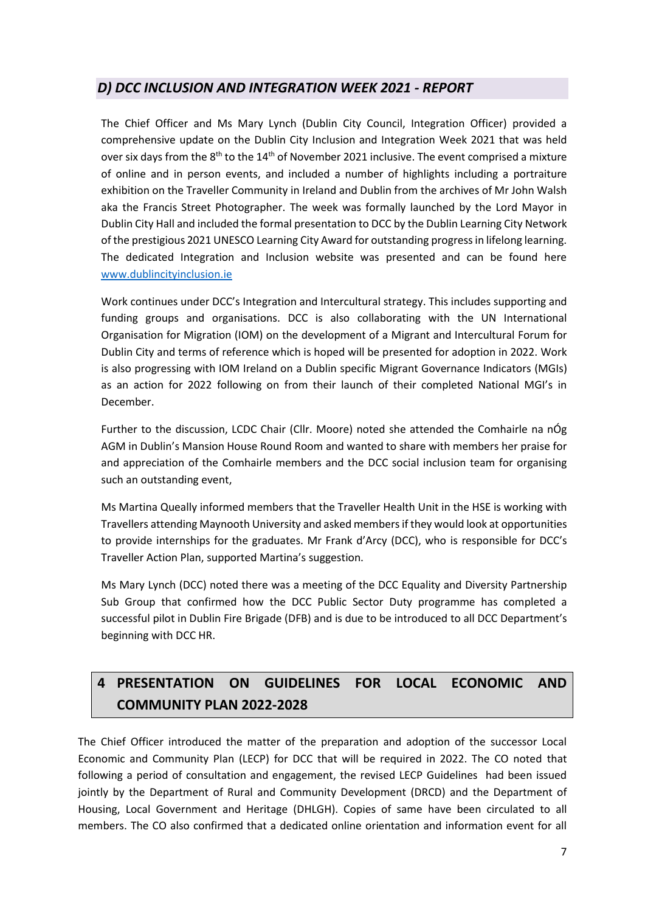### *D) DCC INCLUSION AND INTEGRATION WEEK 2021 - REPORT*

The Chief Officer and Ms Mary Lynch (Dublin City Council, Integration Officer) provided a comprehensive update on the Dublin City Inclusion and Integration Week 2021 that was held over six days from the 8th to the 14th of November 2021 inclusive. The event comprised a mixture of online and in person events, and included a number of highlights including a portraiture exhibition on the Traveller Community in Ireland and Dublin from the archives of Mr John Walsh aka the Francis Street Photographer. The week was formally launched by the Lord Mayor in Dublin City Hall and included the formal presentation to DCC by the Dublin Learning City Network of the prestigious 2021 UNESCO Learning City Award for outstanding progress in lifelong learning. The dedicated Integration and Inclusion website was presented and can be found here [www.dublincityinclusion.ie](http://www.dublincityinclusion.ie)

Work continues under DCC's Integration and Intercultural strategy. This includes supporting and funding groups and organisations. DCC is also collaborating with the UN International Organisation for Migration (IOM) on the development of a Migrant and Intercultural Forum for Dublin City and terms of reference which is hoped will be presented for adoption in 2022. Work is also progressing with IOM Ireland on a Dublin specific Migrant Governance Indicators (MGIs) as an action for 2022 following on from their launch of their completed National MGI's in December.

Further to the discussion, LCDC Chair (Cllr. Moore) noted she attended the Comhairle na nÓg AGM in Dublin's Mansion House Round Room and wanted to share with members her praise for and appreciation of the Comhairle members and the DCC social inclusion team for organising such an outstanding event,

Ms Martina Queally informed members that the Traveller Health Unit in the HSE is working with Travellers attending Maynooth University and asked members if they would look at opportunities to provide internships for the graduates. Mr Frank d'Arcy (DCC), who is responsible for DCC's Traveller Action Plan, supported Martina's suggestion.

Ms Mary Lynch (DCC) noted there was a meeting of the DCC Equality and Diversity Partnership Sub Group that confirmed how the DCC Public Sector Duty programme has completed a successful pilot in Dublin Fire Brigade (DFB) and is due to be introduced to all DCC Department's beginning with DCC HR.

## 4 PRESENTATION ON GUIDELINES FOR LOCAL ECONOMIC AND COMMUNITY PLAN 2022-2028

The Chief Officer introduced the matter of the preparation and adoption of the successor Local Economic and Community Plan (LECP) for DCC that will be required in 2022. The CO noted that following a period of consultation and engagement, the revised LECP Guidelines had been issued jointly by the Department of Rural and Community Development (DRCD) and the Department of Housing, Local Government and Heritage (DHLGH). Copies of same have been circulated to all members. The CO also confirmed that a dedicated online orientation and information event for all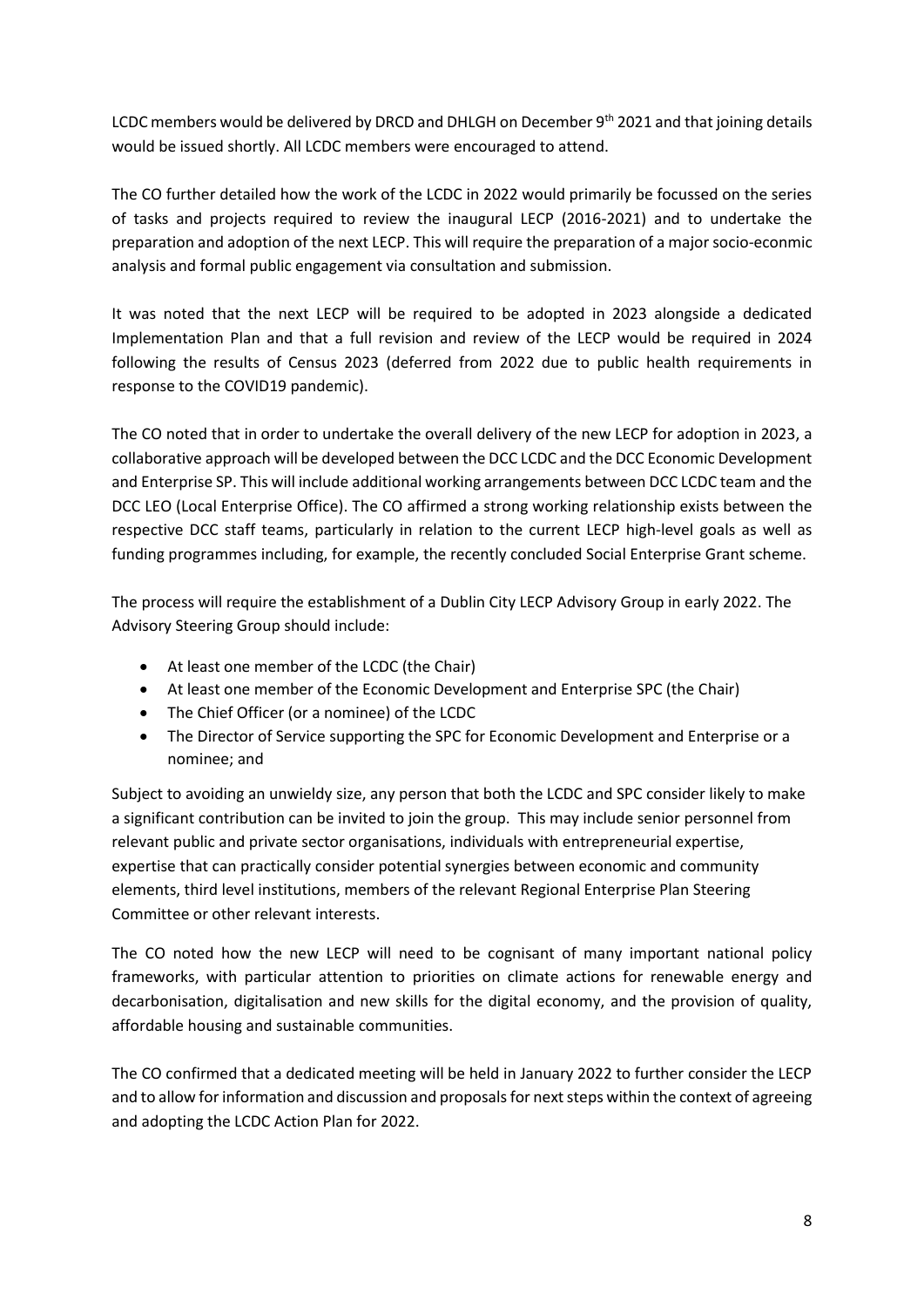LCDC members would be delivered by DRCD and DHLGH on December 9th 2021 and that joining details would be issued shortly. All LCDC members were encouraged to attend.

The CO further detailed how the work of the LCDC in 2022 would primarily be focussed on the series of tasks and projects required to review the inaugural LECP (2016-2021) and to undertake the preparation and adoption of the next LECP. This will require the preparation of a major socio-econmic analysis and formal public engagement via consultation and submission.

It was noted that the next LECP will be required to be adopted in 2023 alongside a dedicated Implementation Plan and that a full revision and review of the LECP would be required in 2024 following the results of Census 2023 (deferred from 2022 due to public health requirements in response to the COVID19 pandemic).

The CO noted that in order to undertake the overall delivery of the new LECP for adoption in 2023, a collaborative approach will be developed between the DCC LCDC and the DCC Economic Development and Enterprise SP. This will include additional working arrangements between DCC LCDC team and the DCC LEO (Local Enterprise Office). The CO affirmed a strong working relationship exists between the respective DCC staff teams, particularly in relation to the current LECP high-level goals as well as funding programmes including, for example, the recently concluded Social Enterprise Grant scheme.

The process will require the establishment of a Dublin City LECP Advisory Group in early 2022. The Advisory Steering Group should include:

- At least one member of the LCDC (the Chair)
- At least one member of the Economic Development and Enterprise SPC (the Chair)
- The Chief Officer (or a nominee) of the LCDC
- The Director of Service supporting the SPC for Economic Development and Enterprise or a nominee; and

Subject to avoiding an unwieldy size, any person that both the LCDC and SPC consider likely to make a significant contribution can be invited to join the group. This may include senior personnel from relevant public and private sector organisations, individuals with entrepreneurial expertise, expertise that can practically consider potential synergies between economic and community elements, third level institutions, members of the relevant Regional Enterprise Plan Steering Committee or other relevant interests.

The CO noted how the new LECP will need to be cognisant of many important national policy frameworks, with particular attention to priorities on climate actions for renewable energy and decarbonisation, digitalisation and new skills for the digital economy, and the provision of quality, affordable housing and sustainable communities.

The CO confirmed that a dedicated meeting will be held in January 2022 to further consider the LECP and to allow for information and discussion and proposals for next steps within the context of agreeing and adopting the LCDC Action Plan for 2022.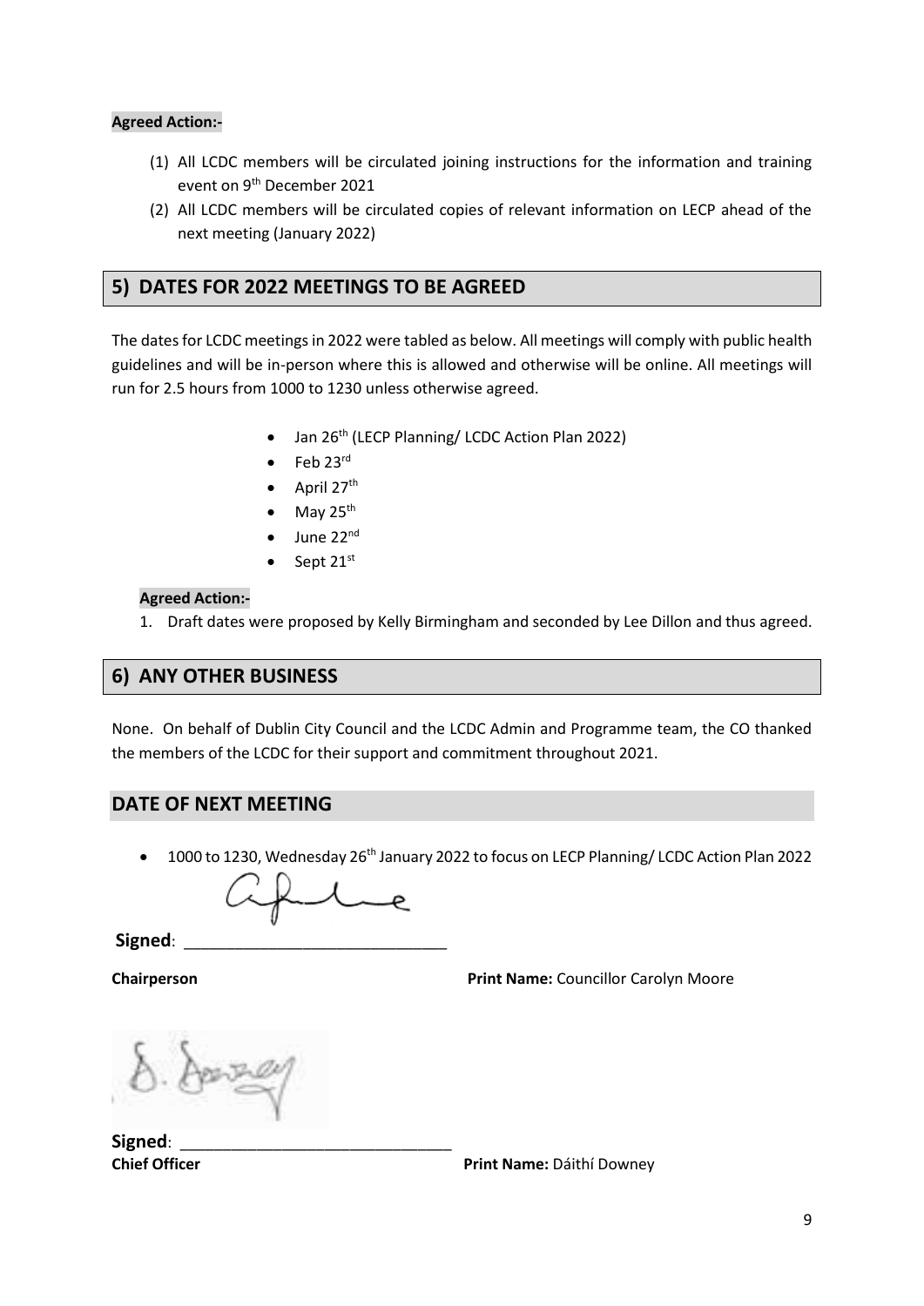**Agreed Action:-**

(1) All LCDC members will be circulated joining instructions for the information and training event on 9th December 2021
(2) All LCDC members will be circulated copies of relevant information on LECP ahead of the next meeting (January 2022)

## 5) DATES FOR 2022 MEETINGS TO BE AGREED

The dates for LCDC meetings in 2022 were tabled as below. All meetings will comply with public health guidelines and will be in-person where this is allowed and otherwise will be online. All meetings will run for 2.5 hours from 1000 to 1230 unless otherwise agreed.

- Jan 26th (LECP Planning/ LCDC Action Plan 2022)
- Feb 23rd
- April 27th
- May 25th
- June 22nd
- Sept 21st

**Agreed Action:-**

1. Draft dates were proposed by Kelly Birmingham and seconded by Lee Dillon and thus agreed.

## 6) ANY OTHER BUSINESS

None. On behalf of Dublin City Council and the LCDC Admin and Programme team, the CO thanked the members of the LCDC for their support and commitment throughout 2021.

## DATE OF NEXT MEETING

- 1000 to 1230, Wednesday 26th January 2022 to focus on LECP Planning/ LCDC Action Plan 2022

**Signed**: ____________________________

**Chairperson** **Print Name:** Councillor Carolyn Moore

**Signed**: ____________________________

**Chief Officer** **Print Name:** Dáithí Downey